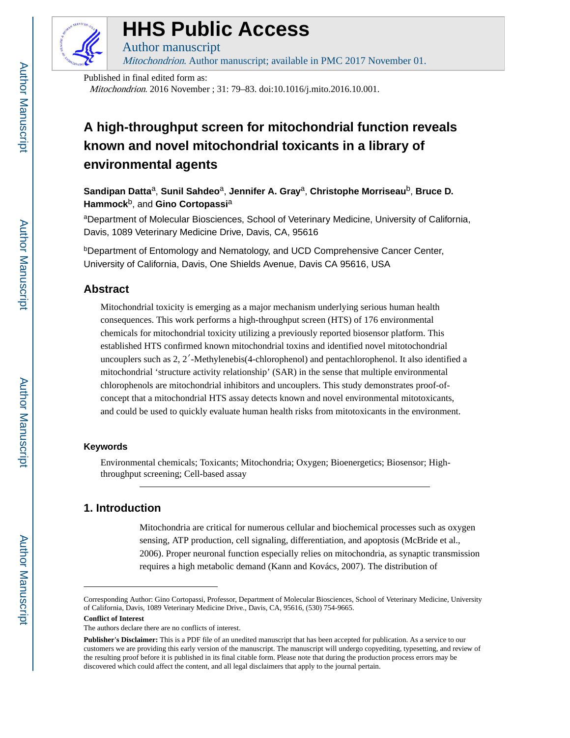# HHS Public Access

Author manuscript

*Mitochondrion*. Author manuscript; available in PMC 2017 November 01.

Published in final edited form as:

*Mitochondrion*. 2016 November ; 31: 79–83. doi:10.1016/j.mito.2016.10.001.

# A high-throughput screen for mitochondrial function reveals known and novel mitochondrial toxicants in a library of environmental agents

**Sandipan Datta**[a], **Sunil Sahdeo**[a], **Jennifer A. Gray**[a], **Christophe Morriseau**[b], **Bruce D. Hammock**[b], and **Gino Cortopassi**[a]

[a]Department of Molecular Biosciences, School of Veterinary Medicine, University of California, Davis, 1089 Veterinary Medicine Drive, Davis, CA, 95616

[b]Department of Entomology and Nematology, and UCD Comprehensive Cancer Center, University of California, Davis, One Shields Avenue, Davis CA 95616, USA

## Abstract

Mitochondrial toxicity is emerging as a major mechanism underlying serious human health consequences. This work performs a high-throughput screen (HTS) of 176 environmental chemicals for mitochondrial toxicity utilizing a previously reported biosensor platform. This established HTS confirmed known mitochondrial toxins and identified novel mitotochondrial uncouplers such as 2, 2′-Methylenebis(4-chlorophenol) and pentachlorophenol. It also identified a mitochondrial 'structure activity relationship' (SAR) in the sense that multiple environmental chlorophenols are mitochondrial inhibitors and uncouplers. This study demonstrates proof-of-concept that a mitochondrial HTS assay detects known and novel environmental mitotoxicants, and could be used to quickly evaluate human health risks from mitotoxicants in the environment.

### Keywords

Environmental chemicals; Toxicants; Mitochondria; Oxygen; Bioenergetics; Biosensor; High-throughput screening; Cell-based assay

## 1. Introduction

Mitochondria are critical for numerous cellular and biochemical processes such as oxygen sensing, ATP production, cell signaling, differentiation, and apoptosis (McBride et al., 2006). Proper neuronal function especially relies on mitochondria, as synaptic transmission requires a high metabolic demand (Kann and Kovács, 2007). The distribution of

---

Corresponding Author: Gino Cortopassi, Professor, Department of Molecular Biosciences, School of Veterinary Medicine, University of California, Davis, 1089 Veterinary Medicine Drive., Davis, CA, 95616, (530) 754-9665.

**Conflict of Interest**

The authors declare there are no conflicts of interest.

**Publisher's Disclaimer:** This is a PDF file of an unedited manuscript that has been accepted for publication. As a service to our customers we are providing this early version of the manuscript. The manuscript will undergo copyediting, typesetting, and review of the resulting proof before it is published in its final citable form. Please note that during the production process errors may be discovered which could affect the content, and all legal disclaimers that apply to the journal pertain.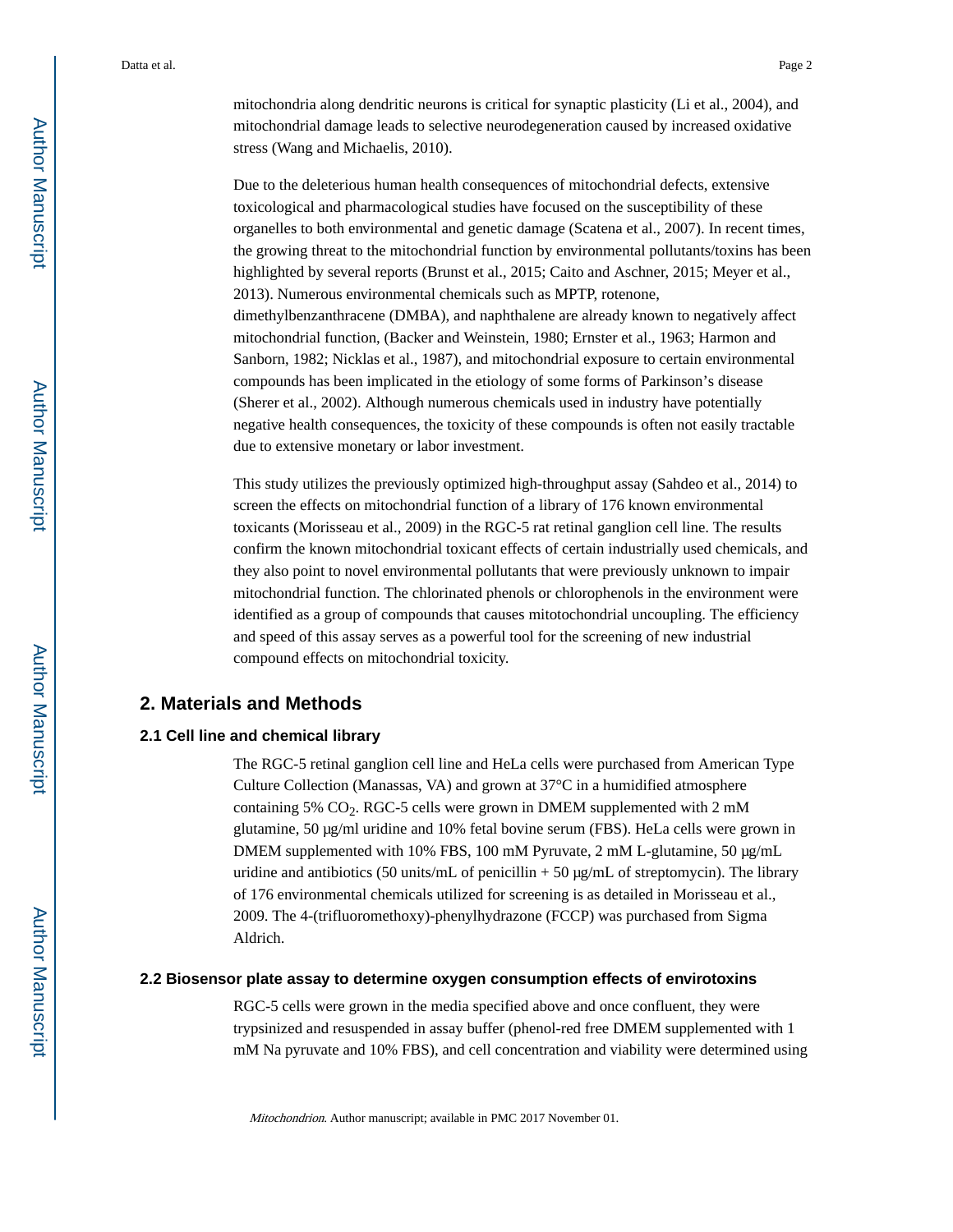mitochondria along dendritic neurons is critical for synaptic plasticity (Li et al., 2004), and mitochondrial damage leads to selective neurodegeneration caused by increased oxidative stress (Wang and Michaelis, 2010).

Due to the deleterious human health consequences of mitochondrial defects, extensive toxicological and pharmacological studies have focused on the susceptibility of these organelles to both environmental and genetic damage (Scatena et al., 2007). In recent times, the growing threat to the mitochondrial function by environmental pollutants/toxins has been highlighted by several reports (Brunst et al., 2015; Caito and Aschner, 2015; Meyer et al., 2013). Numerous environmental chemicals such as MPTP, rotenone, dimethylbenzanthracene (DMBA), and naphthalene are already known to negatively affect mitochondrial function, (Backer and Weinstein, 1980; Ernster et al., 1963; Harmon and Sanborn, 1982; Nicklas et al., 1987), and mitochondrial exposure to certain environmental compounds has been implicated in the etiology of some forms of Parkinson's disease (Sherer et al., 2002). Although numerous chemicals used in industry have potentially negative health consequences, the toxicity of these compounds is often not easily tractable due to extensive monetary or labor investment.

This study utilizes the previously optimized high-throughput assay (Sahdeo et al., 2014) to screen the effects on mitochondrial function of a library of 176 known environmental toxicants (Morisseau et al., 2009) in the RGC-5 rat retinal ganglion cell line. The results confirm the known mitochondrial toxicant effects of certain industrially used chemicals, and they also point to novel environmental pollutants that were previously unknown to impair mitochondrial function. The chlorinated phenols or chlorophenols in the environment were identified as a group of compounds that causes mitotochondrial uncoupling. The efficiency and speed of this assay serves as a powerful tool for the screening of new industrial compound effects on mitochondrial toxicity.

## 2. Materials and Methods

### 2.1 Cell line and chemical library

The RGC-5 retinal ganglion cell line and HeLa cells were purchased from American Type Culture Collection (Manassas, VA) and grown at 37°C in a humidified atmosphere containing 5% $CO_2$. RGC-5 cells were grown in DMEM supplemented with 2 mM glutamine, 50 μg/ml uridine and 10% fetal bovine serum (FBS). HeLa cells were grown in DMEM supplemented with 10% FBS, 100 mM Pyruvate, 2 mM L-glutamine, 50 μg/mL uridine and antibiotics (50 units/mL of penicillin + 50 μg/mL of streptomycin). The library of 176 environmental chemicals utilized for screening is as detailed in Morisseau et al., 2009. The 4-(trifluoromethoxy)-phenylhydrazone (FCCP) was purchased from Sigma Aldrich.

### 2.2 Biosensor plate assay to determine oxygen consumption effects of envirotoxins

RGC-5 cells were grown in the media specified above and once confluent, they were trypsinized and resuspended in assay buffer (phenol-red free DMEM supplemented with 1 mM Na pyruvate and 10% FBS), and cell concentration and viability were determined using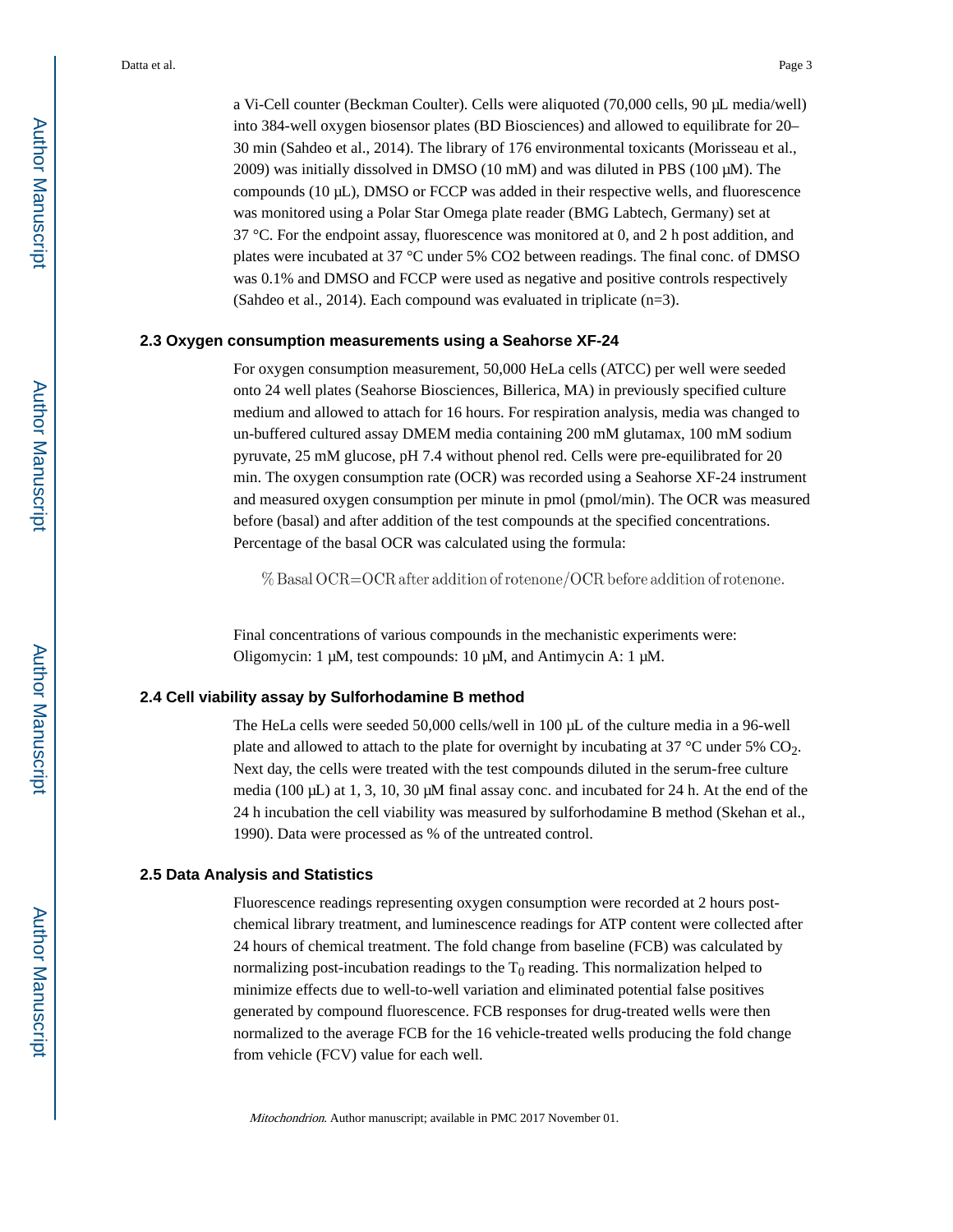a Vi-Cell counter (Beckman Coulter). Cells were aliquoted (70,000 cells, 90 μL media/well) into 384-well oxygen biosensor plates (BD Biosciences) and allowed to equilibrate for 20–30 min (Sahdeo et al., 2014). The library of 176 environmental toxicants (Morisseau et al., 2009) was initially dissolved in DMSO (10 mM) and was diluted in PBS (100 μM). The compounds (10 μL), DMSO or FCCP was added in their respective wells, and fluorescence was monitored using a Polar Star Omega plate reader (BMG Labtech, Germany) set at 37 °C. For the endpoint assay, fluorescence was monitored at 0, and 2 h post addition, and plates were incubated at 37 °C under 5% CO2 between readings. The final conc. of DMSO was 0.1% and DMSO and FCCP were used as negative and positive controls respectively (Sahdeo et al., 2014). Each compound was evaluated in triplicate (n=3).

### 2.3 Oxygen consumption measurements using a Seahorse XF-24

For oxygen consumption measurement, 50,000 HeLa cells (ATCC) per well were seeded onto 24 well plates (Seahorse Biosciences, Billerica, MA) in previously specified culture medium and allowed to attach for 16 hours. For respiration analysis, media was changed to un-buffered cultured assay DMEM media containing 200 mM glutamax, 100 mM sodium pyruvate, 25 mM glucose, pH 7.4 without phenol red. Cells were pre-equilibrated for 20 min. The oxygen consumption rate (OCR) was recorded using a Seahorse XF-24 instrument and measured oxygen consumption per minute in pmol (pmol/min). The OCR was measured before (basal) and after addition of the test compounds at the specified concentrations. Percentage of the basal OCR was calculated using the formula:

$$\%\,\text{Basal OCR} = \text{OCR after addition of rotenone} / \text{OCR before addition of rotenone}.$$

Final concentrations of various compounds in the mechanistic experiments were: Oligomycin: 1 μM, test compounds: 10 μM, and Antimycin A: 1 μM.

### 2.4 Cell viability assay by Sulforhodamine B method

The HeLa cells were seeded 50,000 cells/well in 100 μL of the culture media in a 96-well plate and allowed to attach to the plate for overnight by incubating at 37 °C under 5% $CO_2$. Next day, the cells were treated with the test compounds diluted in the serum-free culture media (100 μL) at 1, 3, 10, 30 μM final assay conc. and incubated for 24 h. At the end of the 24 h incubation the cell viability was measured by sulforhodamine B method (Skehan et al., 1990). Data were processed as % of the untreated control.

### 2.5 Data Analysis and Statistics

Fluorescence readings representing oxygen consumption were recorded at 2 hours post-chemical library treatment, and luminescence readings for ATP content were collected after 24 hours of chemical treatment. The fold change from baseline (FCB) was calculated by normalizing post-incubation readings to the $T_0$ reading. This normalization helped to minimize effects due to well-to-well variation and eliminated potential false positives generated by compound fluorescence. FCB responses for drug-treated wells were then normalized to the average FCB for the 16 vehicle-treated wells producing the fold change from vehicle (FCV) value for each well.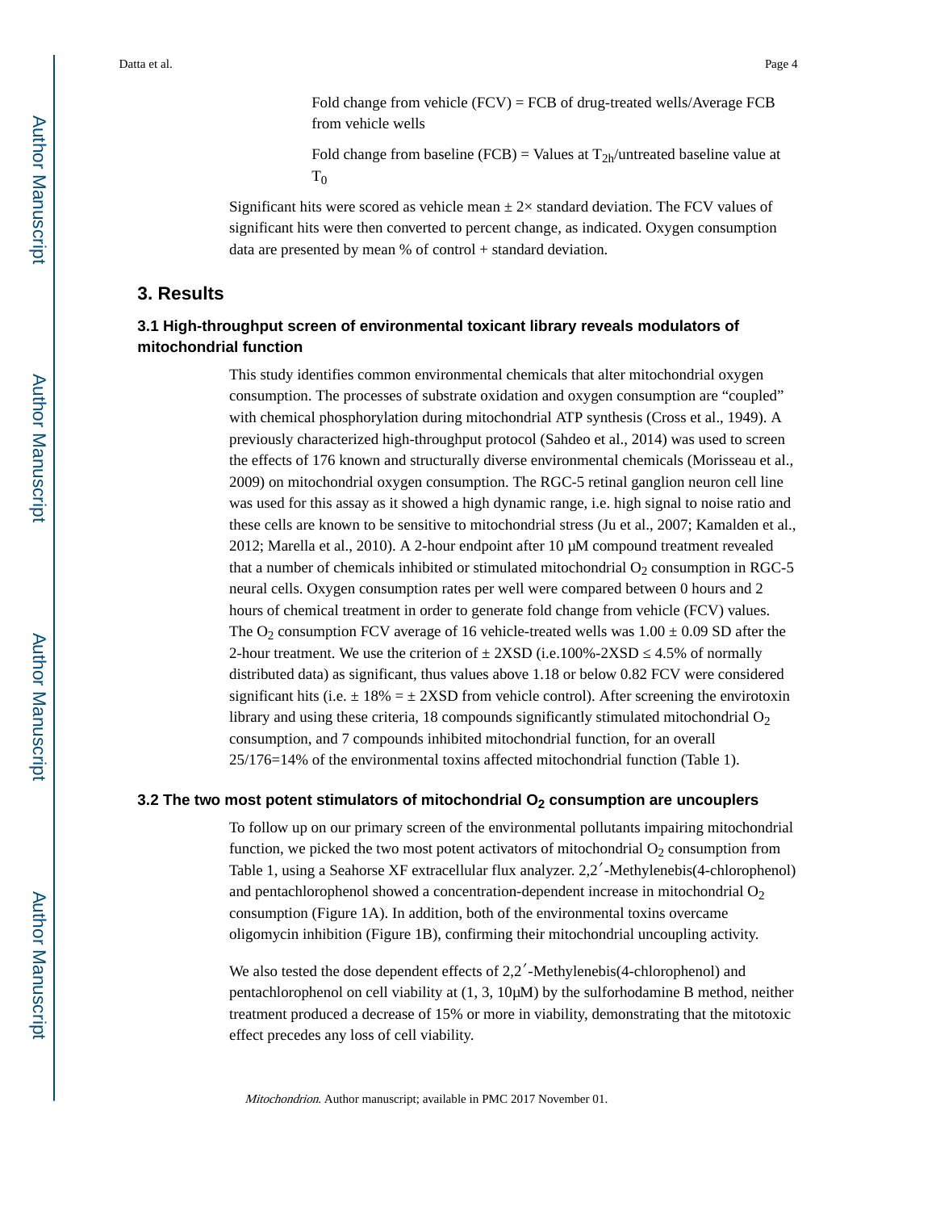Fold change from vehicle (FCV) = FCB of drug-treated wells/Average FCB from vehicle wells

Fold change from baseline (FCB) = Values at $T_{2h}$/untreated baseline value at $T_0$

Significant hits were scored as vehicle mean ± 2× standard deviation. The FCV values of significant hits were then converted to percent change, as indicated. Oxygen consumption data are presented by mean % of control + standard deviation.

## 3. Results

### 3.1 High-throughput screen of environmental toxicant library reveals modulators of mitochondrial function

This study identifies common environmental chemicals that alter mitochondrial oxygen consumption. The processes of substrate oxidation and oxygen consumption are "coupled" with chemical phosphorylation during mitochondrial ATP synthesis (Cross et al., 1949). A previously characterized high-throughput protocol (Sahdeo et al., 2014) was used to screen the effects of 176 known and structurally diverse environmental chemicals (Morisseau et al., 2009) on mitochondrial oxygen consumption. The RGC-5 retinal ganglion neuron cell line was used for this assay as it showed a high dynamic range, i.e. high signal to noise ratio and these cells are known to be sensitive to mitochondrial stress (Ju et al., 2007; Kamalden et al., 2012; Marella et al., 2010). A 2-hour endpoint after 10 μM compound treatment revealed that a number of chemicals inhibited or stimulated mitochondrial $O_2$ consumption in RGC-5 neural cells. Oxygen consumption rates per well were compared between 0 hours and 2 hours of chemical treatment in order to generate fold change from vehicle (FCV) values. The $O_2$ consumption FCV average of 16 vehicle-treated wells was 1.00 ± 0.09 SD after the 2-hour treatment. We use the criterion of ± 2XSD (i.e.100%-2XSD ≤ 4.5% of normally distributed data) as significant, thus values above 1.18 or below 0.82 FCV were considered significant hits (i.e. ± 18% = ± 2XSD from vehicle control). After screening the envirotoxin library and using these criteria, 18 compounds significantly stimulated mitochondrial $O_2$ consumption, and 7 compounds inhibited mitochondrial function, for an overall 25/176=14% of the environmental toxins affected mitochondrial function (Table 1).

### 3.2 The two most potent stimulators of mitochondrial $O_2$ consumption are uncouplers

To follow up on our primary screen of the environmental pollutants impairing mitochondrial function, we picked the two most potent activators of mitochondrial $O_2$ consumption from Table 1, using a Seahorse XF extracellular flux analyzer. 2,2′-Methylenebis(4-chlorophenol) and pentachlorophenol showed a concentration-dependent increase in mitochondrial $O_2$ consumption (Figure 1A). In addition, both of the environmental toxins overcame oligomycin inhibition (Figure 1B), confirming their mitochondrial uncoupling activity.

We also tested the dose dependent effects of 2,2′-Methylenebis(4-chlorophenol) and pentachlorophenol on cell viability at (1, 3, 10μM) by the sulforhodamine B method, neither treatment produced a decrease of 15% or more in viability, demonstrating that the mitotoxic effect precedes any loss of cell viability.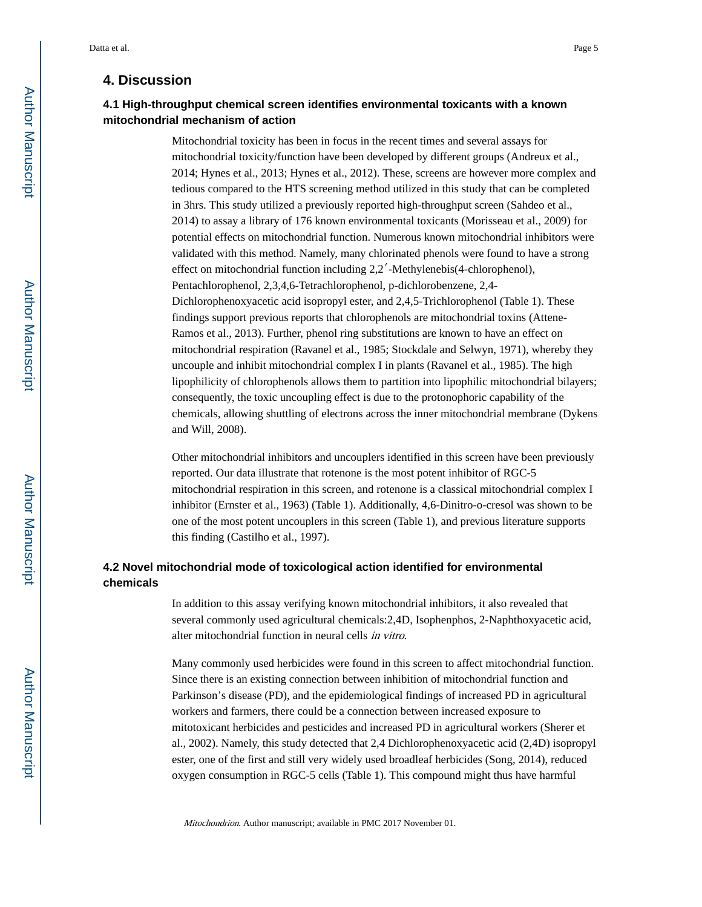# 4. Discussion

## 4.1 High-throughput chemical screen identifies environmental toxicants with a known mitochondrial mechanism of action

Mitochondrial toxicity has been in focus in the recent times and several assays for mitochondrial toxicity/function have been developed by different groups (Andreux et al., 2014; Hynes et al., 2013; Hynes et al., 2012). These, screens are however more complex and tedious compared to the HTS screening method utilized in this study that can be completed in 3hrs. This study utilized a previously reported high-throughput screen (Sahdeo et al., 2014) to assay a library of 176 known environmental toxicants (Morisseau et al., 2009) for potential effects on mitochondrial function. Numerous known mitochondrial inhibitors were validated with this method. Namely, many chlorinated phenols were found to have a strong effect on mitochondrial function including 2,2′-Methylenebis(4-chlorophenol), Pentachlorophenol, 2,3,4,6-Tetrachlorophenol, p-dichlorobenzene, 2,4-Dichlorophenoxyacetic acid isopropyl ester, and 2,4,5-Trichlorophenol (Table 1). These findings support previous reports that chlorophenols are mitochondrial toxins (Attene-Ramos et al., 2013). Further, phenol ring substitutions are known to have an effect on mitochondrial respiration (Ravanel et al., 1985; Stockdale and Selwyn, 1971), whereby they uncouple and inhibit mitochondrial complex I in plants (Ravanel et al., 1985). The high lipophilicity of chlorophenols allows them to partition into lipophilic mitochondrial bilayers; consequently, the toxic uncoupling effect is due to the protonophoric capability of the chemicals, allowing shuttling of electrons across the inner mitochondrial membrane (Dykens and Will, 2008).

Other mitochondrial inhibitors and uncouplers identified in this screen have been previously reported. Our data illustrate that rotenone is the most potent inhibitor of RGC-5 mitochondrial respiration in this screen, and rotenone is a classical mitochondrial complex I inhibitor (Ernster et al., 1963) (Table 1). Additionally, 4,6-Dinitro-o-cresol was shown to be one of the most potent uncouplers in this screen (Table 1), and previous literature supports this finding (Castilho et al., 1997).

## 4.2 Novel mitochondrial mode of toxicological action identified for environmental chemicals

In addition to this assay verifying known mitochondrial inhibitors, it also revealed that several commonly used agricultural chemicals:2,4D, Isophenphos, 2-Naphthoxyacetic acid, alter mitochondrial function in neural cells *in vitro*.

Many commonly used herbicides were found in this screen to affect mitochondrial function. Since there is an existing connection between inhibition of mitochondrial function and Parkinson's disease (PD), and the epidemiological findings of increased PD in agricultural workers and farmers, there could be a connection between increased exposure to mitotoxicant herbicides and pesticides and increased PD in agricultural workers (Sherer et al., 2002). Namely, this study detected that 2,4 Dichlorophenoxyacetic acid (2,4D) isopropyl ester, one of the first and still very widely used broadleaf herbicides (Song, 2014), reduced oxygen consumption in RGC-5 cells (Table 1). This compound might thus have harmful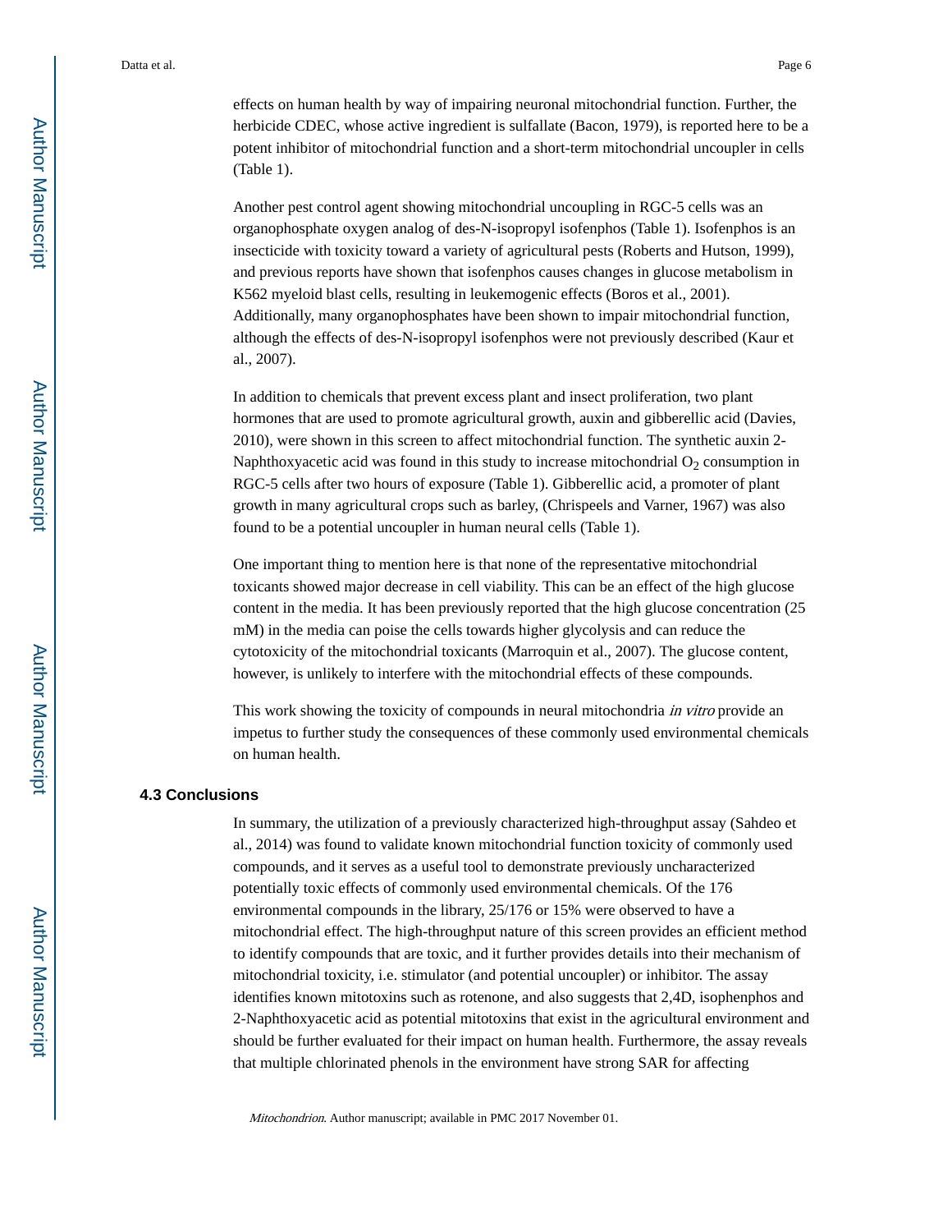effects on human health by way of impairing neuronal mitochondrial function. Further, the herbicide CDEC, whose active ingredient is sulfallate (Bacon, 1979), is reported here to be a potent inhibitor of mitochondrial function and a short-term mitochondrial uncoupler in cells (Table 1).

Another pest control agent showing mitochondrial uncoupling in RGC-5 cells was an organophosphate oxygen analog of des-N-isopropyl isofenphos (Table 1). Isofenphos is an insecticide with toxicity toward a variety of agricultural pests (Roberts and Hutson, 1999), and previous reports have shown that isofenphos causes changes in glucose metabolism in K562 myeloid blast cells, resulting in leukemogenic effects (Boros et al., 2001). Additionally, many organophosphates have been shown to impair mitochondrial function, although the effects of des-N-isopropyl isofenphos were not previously described (Kaur et al., 2007).

In addition to chemicals that prevent excess plant and insect proliferation, two plant hormones that are used to promote agricultural growth, auxin and gibberellic acid (Davies, 2010), were shown in this screen to affect mitochondrial function. The synthetic auxin 2-Naphthoxyacetic acid was found in this study to increase mitochondrial $O_2$ consumption in RGC-5 cells after two hours of exposure (Table 1). Gibberellic acid, a promoter of plant growth in many agricultural crops such as barley, (Chrispeels and Varner, 1967) was also found to be a potential uncoupler in human neural cells (Table 1).

One important thing to mention here is that none of the representative mitochondrial toxicants showed major decrease in cell viability. This can be an effect of the high glucose content in the media. It has been previously reported that the high glucose concentration (25 mM) in the media can poise the cells towards higher glycolysis and can reduce the cytotoxicity of the mitochondrial toxicants (Marroquin et al., 2007). The glucose content, however, is unlikely to interfere with the mitochondrial effects of these compounds.

This work showing the toxicity of compounds in neural mitochondria *in vitro* provide an impetus to further study the consequences of these commonly used environmental chemicals on human health.

### 4.3 Conclusions

In summary, the utilization of a previously characterized high-throughput assay (Sahdeo et al., 2014) was found to validate known mitochondrial function toxicity of commonly used compounds, and it serves as a useful tool to demonstrate previously uncharacterized potentially toxic effects of commonly used environmental chemicals. Of the 176 environmental compounds in the library, 25/176 or 15% were observed to have a mitochondrial effect. The high-throughput nature of this screen provides an efficient method to identify compounds that are toxic, and it further provides details into their mechanism of mitochondrial toxicity, i.e. stimulator (and potential uncoupler) or inhibitor. The assay identifies known mitotoxins such as rotenone, and also suggests that 2,4D, isophenphos and 2-Naphthoxyacetic acid as potential mitotoxins that exist in the agricultural environment and should be further evaluated for their impact on human health. Furthermore, the assay reveals that multiple chlorinated phenols in the environment have strong SAR for affecting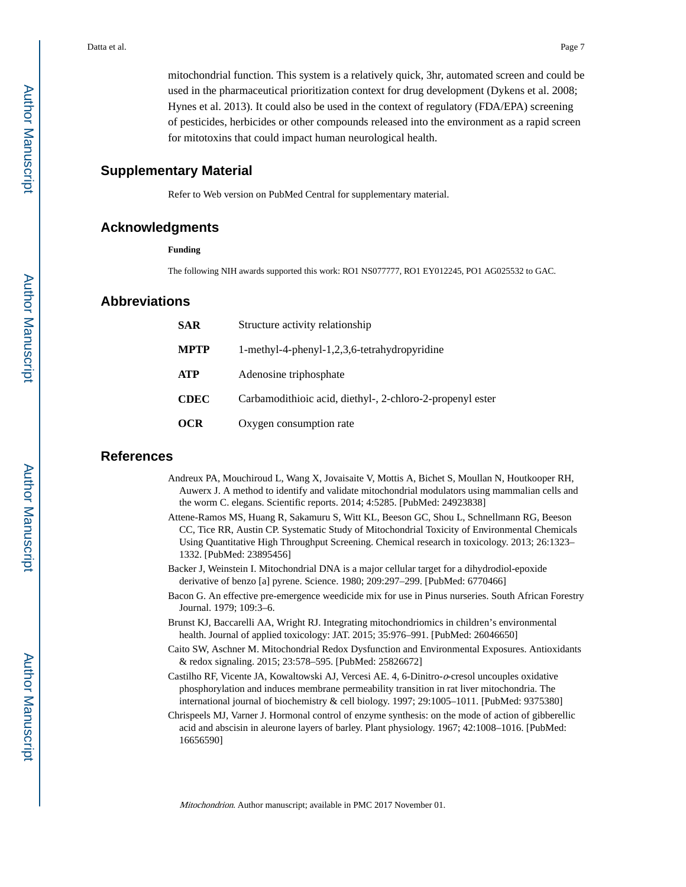mitochondrial function. This system is a relatively quick, 3hr, automated screen and could be used in the pharmaceutical prioritization context for drug development (Dykens et al. 2008; Hynes et al. 2013). It could also be used in the context of regulatory (FDA/EPA) screening of pesticides, herbicides or other compounds released into the environment as a rapid screen for mitotoxins that could impact human neurological health.

## Supplementary Material

Refer to Web version on PubMed Central for supplementary material.

## Acknowledgments

**Funding**

The following NIH awards supported this work: RO1 NS077777, RO1 EY012245, PO1 AG025532 to GAC.

## Abbreviations

| | |
|---|---|
| **SAR** | Structure activity relationship |
| **MPTP** | 1-methyl-4-phenyl-1,2,3,6-tetrahydropyridine |
| **ATP** | Adenosine triphosphate |
| **CDEC** | Carbamodithioic acid, diethyl-, 2-chloro-2-propenyl ester |
| **OCR** | Oxygen consumption rate |

## References

Andreux PA, Mouchiroud L, Wang X, Jovaisaite V, Mottis A, Bichet S, Moullan N, Houtkooper RH, Auwerx J. A method to identify and validate mitochondrial modulators using mammalian cells and the worm C. elegans. Scientific reports. 2014; 4:5285. [PubMed: 24923838]

Attene-Ramos MS, Huang R, Sakamuru S, Witt KL, Beeson GC, Shou L, Schnellmann RG, Beeson CC, Tice RR, Austin CP. Systematic Study of Mitochondrial Toxicity of Environmental Chemicals Using Quantitative High Throughput Screening. Chemical research in toxicology. 2013; 26:1323–1332. [PubMed: 23895456]

Backer J, Weinstein I. Mitochondrial DNA is a major cellular target for a dihydrodiol-epoxide derivative of benzo [a] pyrene. Science. 1980; 209:297–299. [PubMed: 6770466]

Bacon G. An effective pre-emergence weedicide mix for use in Pinus nurseries. South African Forestry Journal. 1979; 109:3–6.

Brunst KJ, Baccarelli AA, Wright RJ. Integrating mitochondriomics in children's environmental health. Journal of applied toxicology: JAT. 2015; 35:976–991. [PubMed: 26046650]

Caito SW, Aschner M. Mitochondrial Redox Dysfunction and Environmental Exposures. Antioxidants & redox signaling. 2015; 23:578–595. [PubMed: 25826672]

Castilho RF, Vicente JA, Kowaltowski AJ, Vercesi AE. 4, 6-Dinitro-*o*-cresol uncouples oxidative phosphorylation and induces membrane permeability transition in rat liver mitochondria. The international journal of biochemistry & cell biology. 1997; 29:1005–1011. [PubMed: 9375380]

Chrispeels MJ, Varner J. Hormonal control of enzyme synthesis: on the mode of action of gibberellic acid and abscisin in aleurone layers of barley. Plant physiology. 1967; 42:1008–1016. [PubMed: 16656590]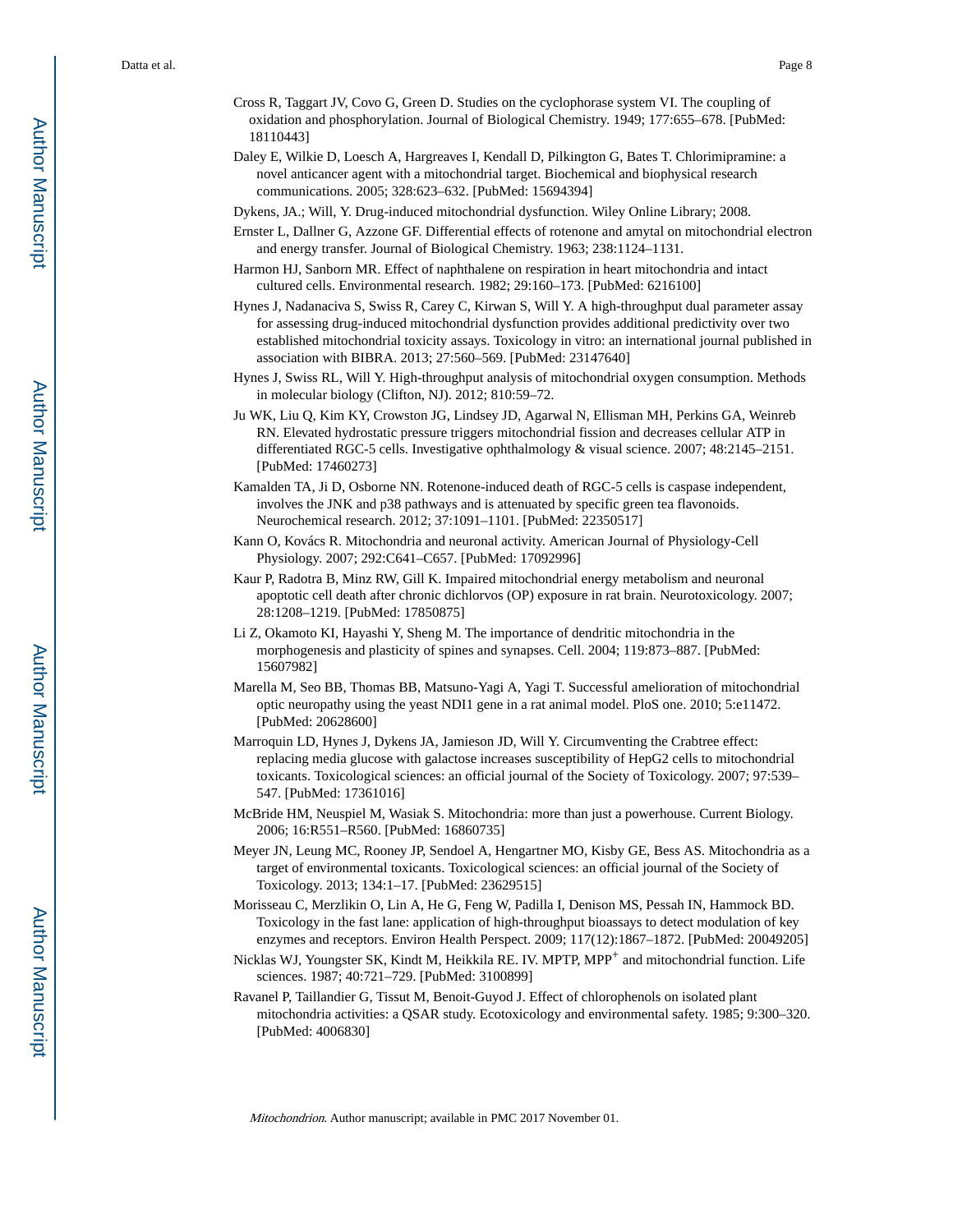Cross R, Taggart JV, Covo G, Green D. Studies on the cyclophorase system VI. The coupling of oxidation and phosphorylation. Journal of Biological Chemistry. 1949; 177:655–678. [PubMed: 18110443]

Daley E, Wilkie D, Loesch A, Hargreaves I, Kendall D, Pilkington G, Bates T. Chlorimipramine: a novel anticancer agent with a mitochondrial target. Biochemical and biophysical research communications. 2005; 328:623–632. [PubMed: 15694394]

Dykens, JA.; Will, Y. Drug-induced mitochondrial dysfunction. Wiley Online Library; 2008.

Ernster L, Dallner G, Azzone GF. Differential effects of rotenone and amytal on mitochondrial electron and energy transfer. Journal of Biological Chemistry. 1963; 238:1124–1131.

Harmon HJ, Sanborn MR. Effect of naphthalene on respiration in heart mitochondria and intact cultured cells. Environmental research. 1982; 29:160–173. [PubMed: 6216100]

Hynes J, Nadanaciva S, Swiss R, Carey C, Kirwan S, Will Y. A high-throughput dual parameter assay for assessing drug-induced mitochondrial dysfunction provides additional predictivity over two established mitochondrial toxicity assays. Toxicology in vitro: an international journal published in association with BIBRA. 2013; 27:560–569. [PubMed: 23147640]

Hynes J, Swiss RL, Will Y. High-throughput analysis of mitochondrial oxygen consumption. Methods in molecular biology (Clifton, NJ). 2012; 810:59–72.

Ju WK, Liu Q, Kim KY, Crowston JG, Lindsey JD, Agarwal N, Ellisman MH, Perkins GA, Weinreb RN. Elevated hydrostatic pressure triggers mitochondrial fission and decreases cellular ATP in differentiated RGC-5 cells. Investigative ophthalmology & visual science. 2007; 48:2145–2151. [PubMed: 17460273]

Kamalden TA, Ji D, Osborne NN. Rotenone-induced death of RGC-5 cells is caspase independent, involves the JNK and p38 pathways and is attenuated by specific green tea flavonoids. Neurochemical research. 2012; 37:1091–1101. [PubMed: 22350517]

Kann O, Kovács R. Mitochondria and neuronal activity. American Journal of Physiology-Cell Physiology. 2007; 292:C641–C657. [PubMed: 17092996]

Kaur P, Radotra B, Minz RW, Gill K. Impaired mitochondrial energy metabolism and neuronal apoptotic cell death after chronic dichlorvos (OP) exposure in rat brain. Neurotoxicology. 2007; 28:1208–1219. [PubMed: 17850875]

Li Z, Okamoto KI, Hayashi Y, Sheng M. The importance of dendritic mitochondria in the morphogenesis and plasticity of spines and synapses. Cell. 2004; 119:873–887. [PubMed: 15607982]

Marella M, Seo BB, Thomas BB, Matsuno-Yagi A, Yagi T. Successful amelioration of mitochondrial optic neuropathy using the yeast NDI1 gene in a rat animal model. PloS one. 2010; 5:e11472. [PubMed: 20628600]

Marroquin LD, Hynes J, Dykens JA, Jamieson JD, Will Y. Circumventing the Crabtree effect: replacing media glucose with galactose increases susceptibility of HepG2 cells to mitochondrial toxicants. Toxicological sciences: an official journal of the Society of Toxicology. 2007; 97:539–547. [PubMed: 17361016]

McBride HM, Neuspiel M, Wasiak S. Mitochondria: more than just a powerhouse. Current Biology. 2006; 16:R551–R560. [PubMed: 16860735]

Meyer JN, Leung MC, Rooney JP, Sendoel A, Hengartner MO, Kisby GE, Bess AS. Mitochondria as a target of environmental toxicants. Toxicological sciences: an official journal of the Society of Toxicology. 2013; 134:1–17. [PubMed: 23629515]

Morisseau C, Merzlikin O, Lin A, He G, Feng W, Padilla I, Denison MS, Pessah IN, Hammock BD. Toxicology in the fast lane: application of high-throughput bioassays to detect modulation of key enzymes and receptors. Environ Health Perspect. 2009; 117(12):1867–1872. [PubMed: 20049205]

Nicklas WJ, Youngster SK, Kindt M, Heikkila RE. IV. MPTP, $MPP^{+}$ and mitochondrial function. Life sciences. 1987; 40:721–729. [PubMed: 3100899]

Ravanel P, Taillandier G, Tissut M, Benoit-Guyod J. Effect of chlorophenols on isolated plant mitochondria activities: a QSAR study. Ecotoxicology and environmental safety. 1985; 9:300–320. [PubMed: 4006830]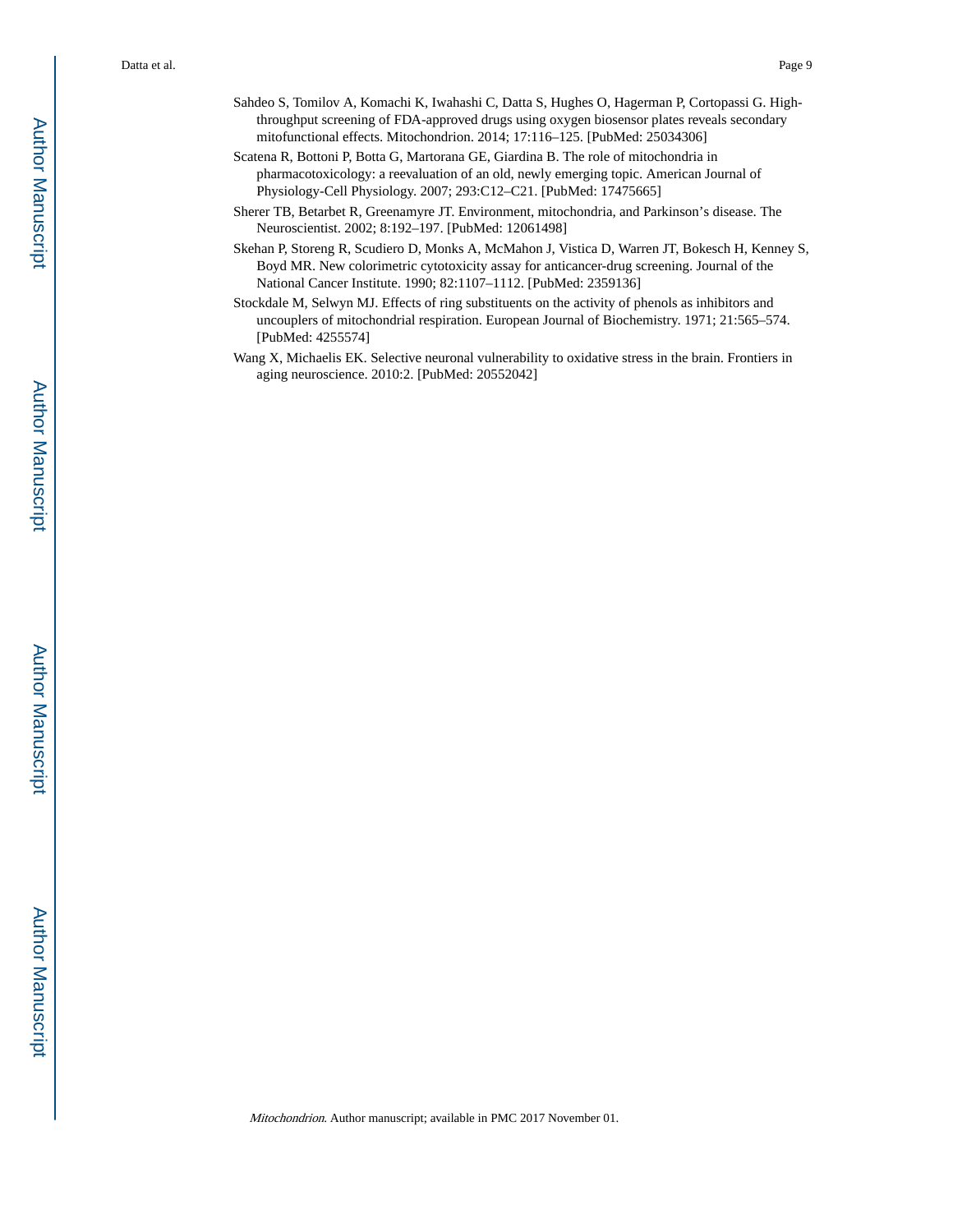Sahdeo S, Tomilov A, Komachi K, Iwahashi C, Datta S, Hughes O, Hagerman P, Cortopassi G. High-throughput screening of FDA-approved drugs using oxygen biosensor plates reveals secondary mitofunctional effects. Mitochondrion. 2014; 17:116–125. [PubMed: 25034306]

Scatena R, Bottoni P, Botta G, Martorana GE, Giardina B. The role of mitochondria in pharmacotoxicology: a reevaluation of an old, newly emerging topic. American Journal of Physiology-Cell Physiology. 2007; 293:C12–C21. [PubMed: 17475665]

Sherer TB, Betarbet R, Greenamyre JT. Environment, mitochondria, and Parkinson's disease. The Neuroscientist. 2002; 8:192–197. [PubMed: 12061498]

Skehan P, Storeng R, Scudiero D, Monks A, McMahon J, Vistica D, Warren JT, Bokesch H, Kenney S, Boyd MR. New colorimetric cytotoxicity assay for anticancer-drug screening. Journal of the National Cancer Institute. 1990; 82:1107–1112. [PubMed: 2359136]

Stockdale M, Selwyn MJ. Effects of ring substituents on the activity of phenols as inhibitors and uncouplers of mitochondrial respiration. European Journal of Biochemistry. 1971; 21:565–574. [PubMed: 4255574]

Wang X, Michaelis EK. Selective neuronal vulnerability to oxidative stress in the brain. Frontiers in aging neuroscience. 2010:2. [PubMed: 20552042]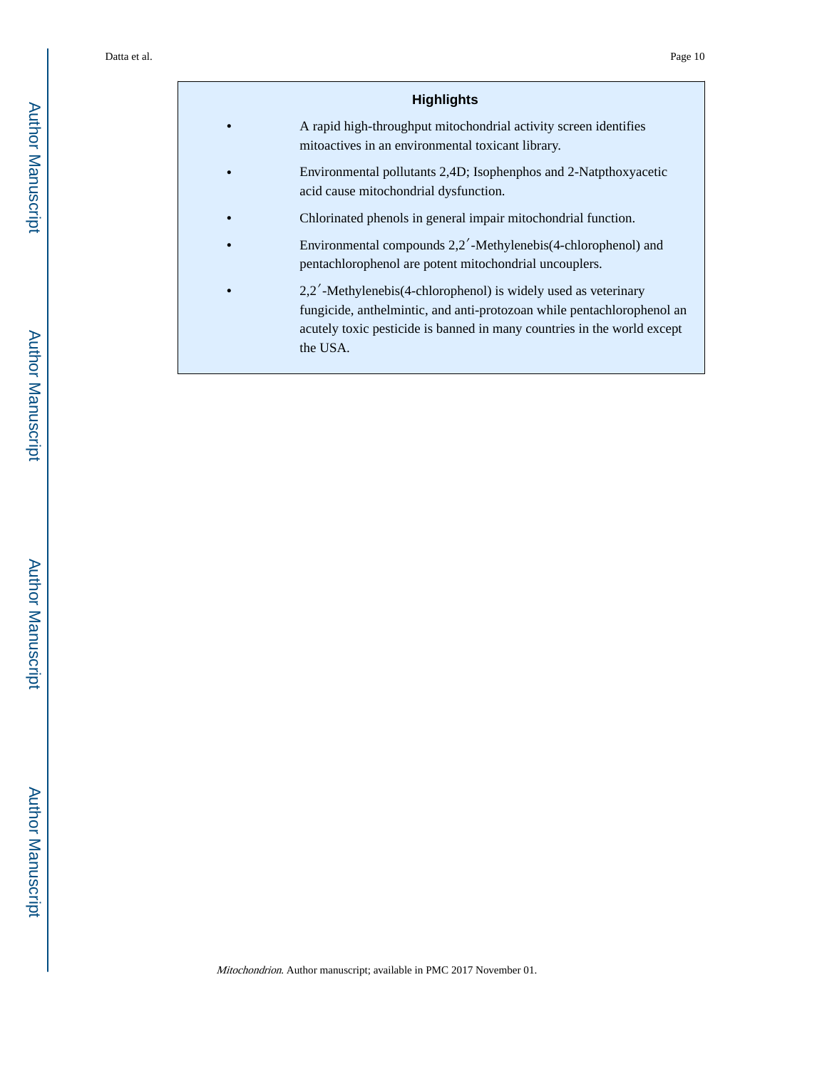## Highlights

- A rapid high-throughput mitochondrial activity screen identifies mitoactives in an environmental toxicant library.
- Environmental pollutants 2,4D; Isophenphos and 2-Natpthoxyacetic acid cause mitochondrial dysfunction.
- Chlorinated phenols in general impair mitochondrial function.
- Environmental compounds 2,2′-Methylenebis(4-chlorophenol) and pentachlorophenol are potent mitochondrial uncouplers.
- 2,2′-Methylenebis(4-chlorophenol) is widely used as veterinary fungicide, anthelmintic, and anti-protozoan while pentachlorophenol an acutely toxic pesticide is banned in many countries in the world except the USA.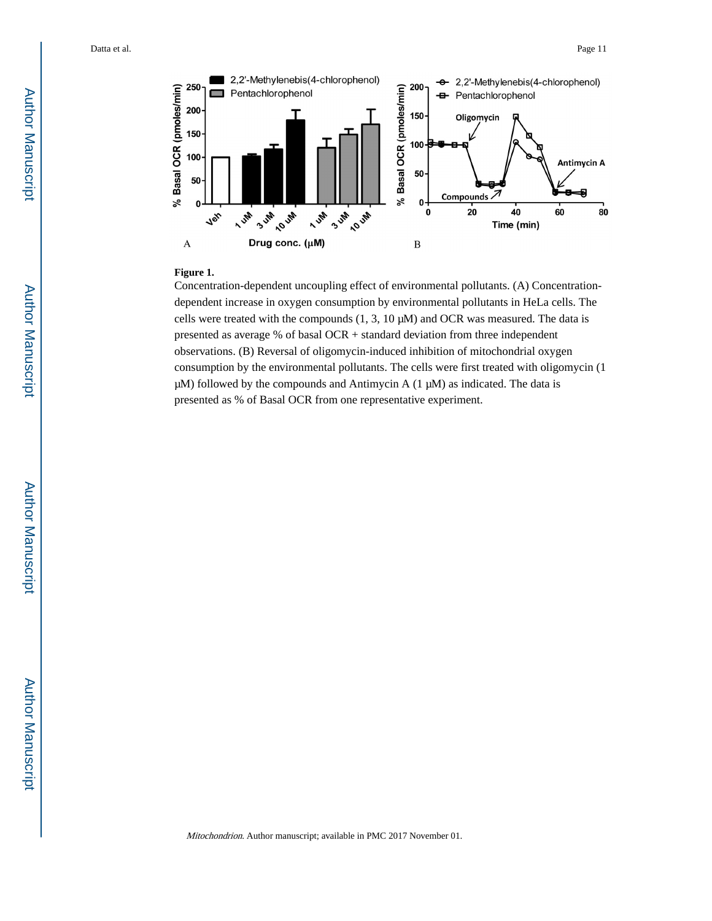**Figure 1.**

Concentration-dependent uncoupling effect of environmental pollutants. (A) Concentration-dependent increase in oxygen consumption by environmental pollutants in HeLa cells. The cells were treated with the compounds (1, 3, 10 μM) and OCR was measured. The data is presented as average % of basal OCR + standard deviation from three independent observations. (B) Reversal of oligomycin-induced inhibition of mitochondrial oxygen consumption by the environmental pollutants. The cells were first treated with oligomycin (1 μM) followed by the compounds and Antimycin A (1 μM) as indicated. The data is presented as % of Basal OCR from one representative experiment.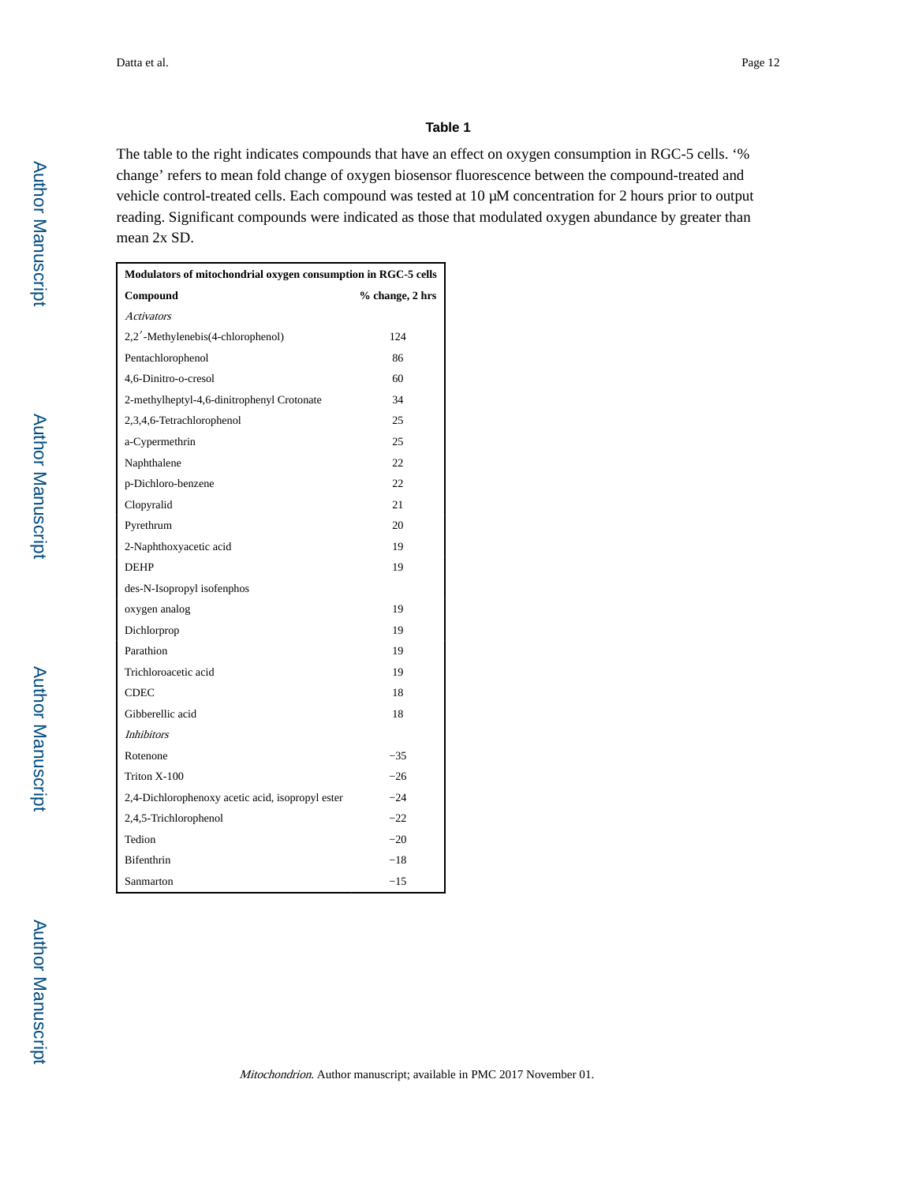## Table 1

The table to the right indicates compounds that have an effect on oxygen consumption in RGC-5 cells. '% change' refers to mean fold change of oxygen biosensor fluorescence between the compound-treated and vehicle control-treated cells. Each compound was tested at 10 µM concentration for 2 hours prior to output reading. Significant compounds were indicated as those that modulated oxygen abundance by greater than mean 2x SD.

| Modulators of mitochondrial oxygen consumption in RGC-5 cells | |
|---|---|
| **Compound** | **% change, 2 hrs** |
| *Activators* | |
| 2,2′-Methylenebis(4-chlorophenol) | 124 |
| Pentachlorophenol | 86 |
| 4,6-Dinitro-o-cresol | 60 |
| 2-methylheptyl-4,6-dinitrophenyl Crotonate | 34 |
| 2,3,4,6-Tetrachlorophenol | 25 |
| a-Cypermethrin | 25 |
| Naphthalene | 22 |
| p-Dichloro-benzene | 22 |
| Clopyralid | 21 |
| Pyrethrum | 20 |
| 2-Naphthoxyacetic acid | 19 |
| DEHP | 19 |
| des-N-Isopropyl isofenphos oxygen analog | 19 |
| Dichlorprop | 19 |
| Parathion | 19 |
| Trichloroacetic acid | 19 |
| CDEC | 18 |
| Gibberellic acid | 18 |
| *Inhibitors* | |
| Rotenone | −35 |
| Triton X-100 | −26 |
| 2,4-Dichlorophenoxy acetic acid, isopropyl ester | −24 |
| 2,4,5-Trichlorophenol | −22 |
| Tedion | −20 |
| Bifenthrin | −18 |
| Sanmarton | −15 |